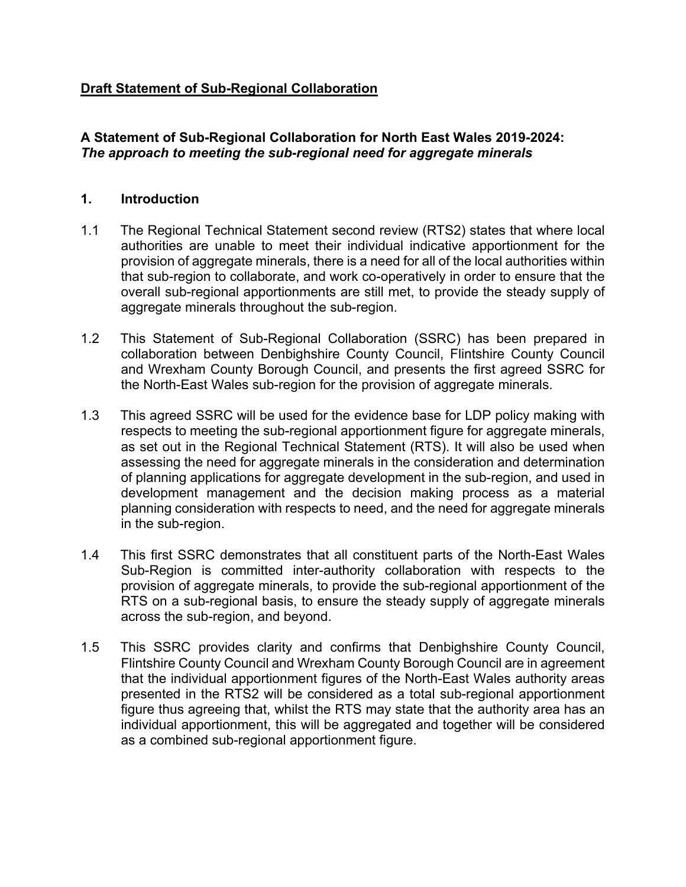**<u>Draft Statement of Sub-Regional Collaboration</u>**

**A Statement of Sub-Regional Collaboration for North East Wales 2019-2024:**
***The approach to meeting the sub-regional need for aggregate minerals***

## 1. Introduction

1.1 The Regional Technical Statement second review (RTS2) states that where local authorities are unable to meet their individual indicative apportionment for the provision of aggregate minerals, there is a need for all of the local authorities within that sub-region to collaborate, and work co-operatively in order to ensure that the overall sub-regional apportionments are still met, to provide the steady supply of aggregate minerals throughout the sub-region.

1.2 This Statement of Sub-Regional Collaboration (SSRC) has been prepared in collaboration between Denbighshire County Council, Flintshire County Council and Wrexham County Borough Council, and presents the first agreed SSRC for the North-East Wales sub-region for the provision of aggregate minerals.

1.3 This agreed SSRC will be used for the evidence base for LDP policy making with respects to meeting the sub-regional apportionment figure for aggregate minerals, as set out in the Regional Technical Statement (RTS). It will also be used when assessing the need for aggregate minerals in the consideration and determination of planning applications for aggregate development in the sub-region, and used in development management and the decision making process as a material planning consideration with respects to need, and the need for aggregate minerals in the sub-region.

1.4 This first SSRC demonstrates that all constituent parts of the North-East Wales Sub-Region is committed inter-authority collaboration with respects to the provision of aggregate minerals, to provide the sub-regional apportionment of the RTS on a sub-regional basis, to ensure the steady supply of aggregate minerals across the sub-region, and beyond.

1.5 This SSRC provides clarity and confirms that Denbighshire County Council, Flintshire County Council and Wrexham County Borough Council are in agreement that the individual apportionment figures of the North-East Wales authority areas presented in the RTS2 will be considered as a total sub-regional apportionment figure thus agreeing that, whilst the RTS may state that the authority area has an individual apportionment, this will be aggregated and together will be considered as a combined sub-regional apportionment figure.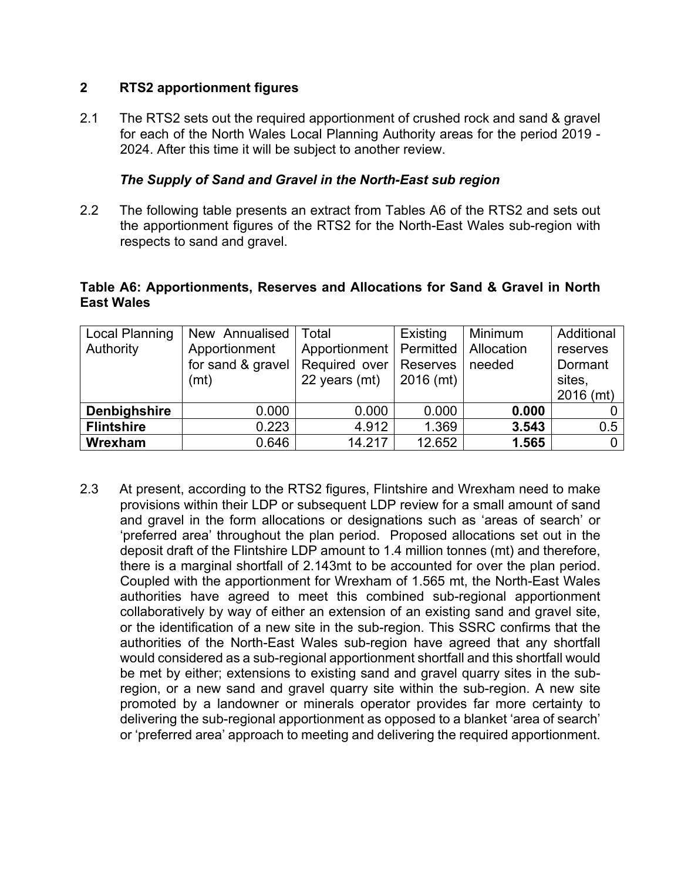## 2 RTS2 apportionment figures

2.1 The RTS2 sets out the required apportionment of crushed rock and sand & gravel for each of the North Wales Local Planning Authority areas for the period 2019 - 2024. After this time it will be subject to another review.

***The Supply of Sand and Gravel in the North-East sub region***

2.2 The following table presents an extract from Tables A6 of the RTS2 and sets out the apportionment figures of the RTS2 for the North-East Wales sub-region with respects to sand and gravel.

**Table A6: Apportionments, Reserves and Allocations for Sand & Gravel in North East Wales**

| Local Planning Authority | New Annualised Apportionment for sand & gravel (mt) | Total Apportionment Required over 22 years (mt) | Existing Permitted Reserves 2016 (mt) | Minimum Allocation needed | Additional reserves Dormant sites, 2016 (mt) |
|---|---|---|---|---|---|
| **Denbighshire** | 0.000 | 0.000 | 0.000 | **0.000** | 0 |
| **Flintshire** | 0.223 | 4.912 | 1.369 | **3.543** | 0.5 |
| **Wrexham** | 0.646 | 14.217 | 12.652 | **1.565** | 0 |

2.3 At present, according to the RTS2 figures, Flintshire and Wrexham need to make provisions within their LDP or subsequent LDP review for a small amount of sand and gravel in the form allocations or designations such as 'areas of search' or 'preferred area' throughout the plan period. Proposed allocations set out in the deposit draft of the Flintshire LDP amount to 1.4 million tonnes (mt) and therefore, there is a marginal shortfall of 2.143mt to be accounted for over the plan period. Coupled with the apportionment for Wrexham of 1.565 mt, the North-East Wales authorities have agreed to meet this combined sub-regional apportionment collaboratively by way of either an extension of an existing sand and gravel site, or the identification of a new site in the sub-region. This SSRC confirms that the authorities of the North-East Wales sub-region have agreed that any shortfall would considered as a sub-regional apportionment shortfall and this shortfall would be met by either; extensions to existing sand and gravel quarry sites in the sub-region, or a new sand and gravel quarry site within the sub-region. A new site promoted by a landowner or minerals operator provides far more certainty to delivering the sub-regional apportionment as opposed to a blanket 'area of search' or 'preferred area' approach to meeting and delivering the required apportionment.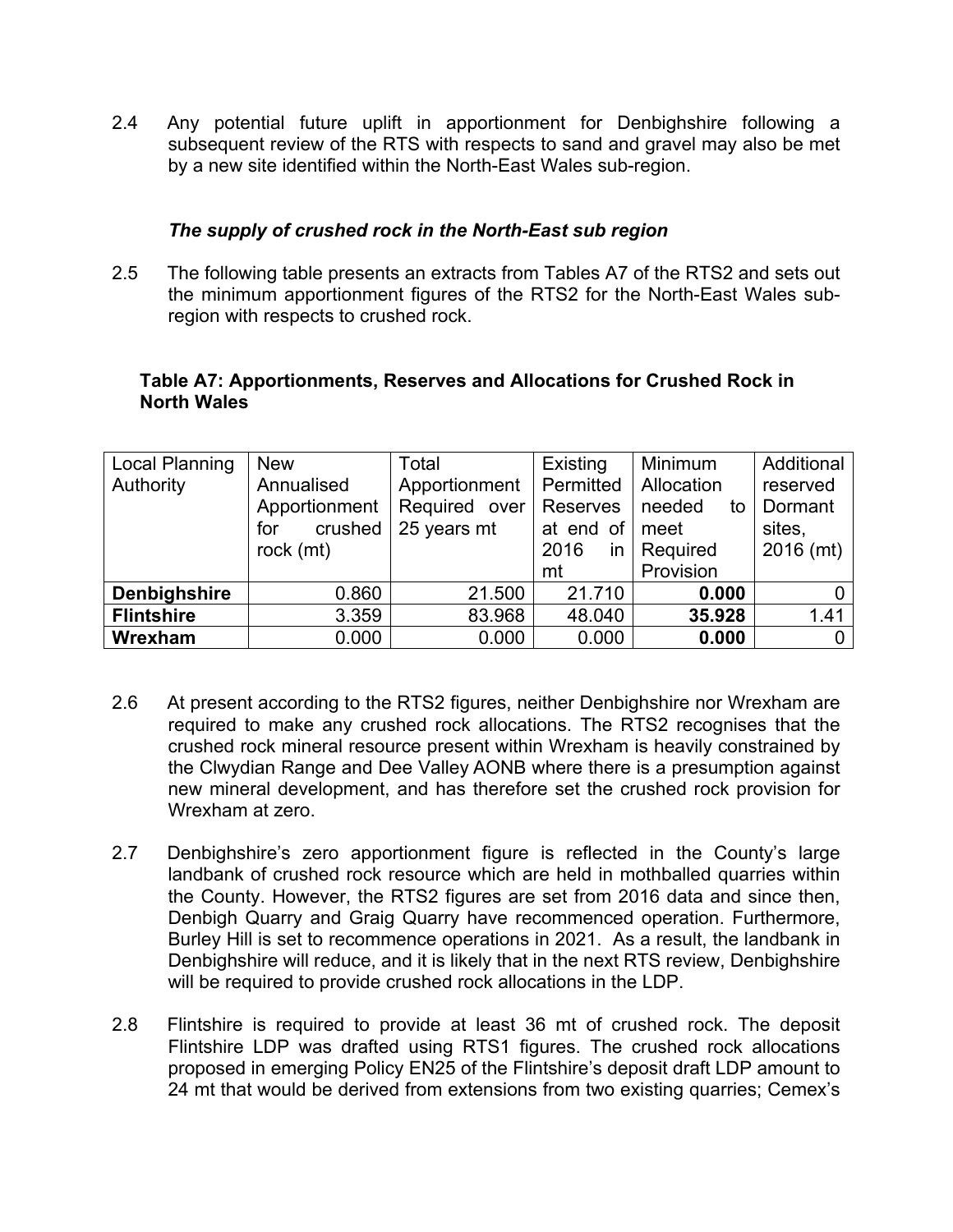2.4 Any potential future uplift in apportionment for Denbighshire following a subsequent review of the RTS with respects to sand and gravel may also be met by a new site identified within the North-East Wales sub-region.

### *The supply of crushed rock in the North-East sub region*

2.5 The following table presents an extracts from Tables A7 of the RTS2 and sets out the minimum apportionment figures of the RTS2 for the North-East Wales sub-region with respects to crushed rock.

**Table A7: Apportionments, Reserves and Allocations for Crushed Rock in North Wales**

| Local Planning Authority | New Annualised Apportionment for crushed rock (mt) | Total Apportionment Required over 25 years mt | Existing Permitted Reserves at end of 2016 in mt | Minimum Allocation needed to meet Required Provision | Additional reserved Dormant sites, 2016 (mt) |
|---|---|---|---|---|---|
| **Denbighshire** | 0.860 | 21.500 | 21.710 | **0.000** | 0 |
| **Flintshire** | 3.359 | 83.968 | 48.040 | **35.928** | 1.41 |
| **Wrexham** | 0.000 | 0.000 | 0.000 | **0.000** | 0 |

2.6 At present according to the RTS2 figures, neither Denbighshire nor Wrexham are required to make any crushed rock allocations. The RTS2 recognises that the crushed rock mineral resource present within Wrexham is heavily constrained by the Clwydian Range and Dee Valley AONB where there is a presumption against new mineral development, and has therefore set the crushed rock provision for Wrexham at zero.

2.7 Denbighshire's zero apportionment figure is reflected in the County's large landbank of crushed rock resource which are held in mothballed quarries within the County. However, the RTS2 figures are set from 2016 data and since then, Denbigh Quarry and Graig Quarry have recommenced operation. Furthermore, Burley Hill is set to recommence operations in 2021. As a result, the landbank in Denbighshire will reduce, and it is likely that in the next RTS review, Denbighshire will be required to provide crushed rock allocations in the LDP.

2.8 Flintshire is required to provide at least 36 mt of crushed rock. The deposit Flintshire LDP was drafted using RTS1 figures. The crushed rock allocations proposed in emerging Policy EN25 of the Flintshire's deposit draft LDP amount to 24 mt that would be derived from extensions from two existing quarries; Cemex's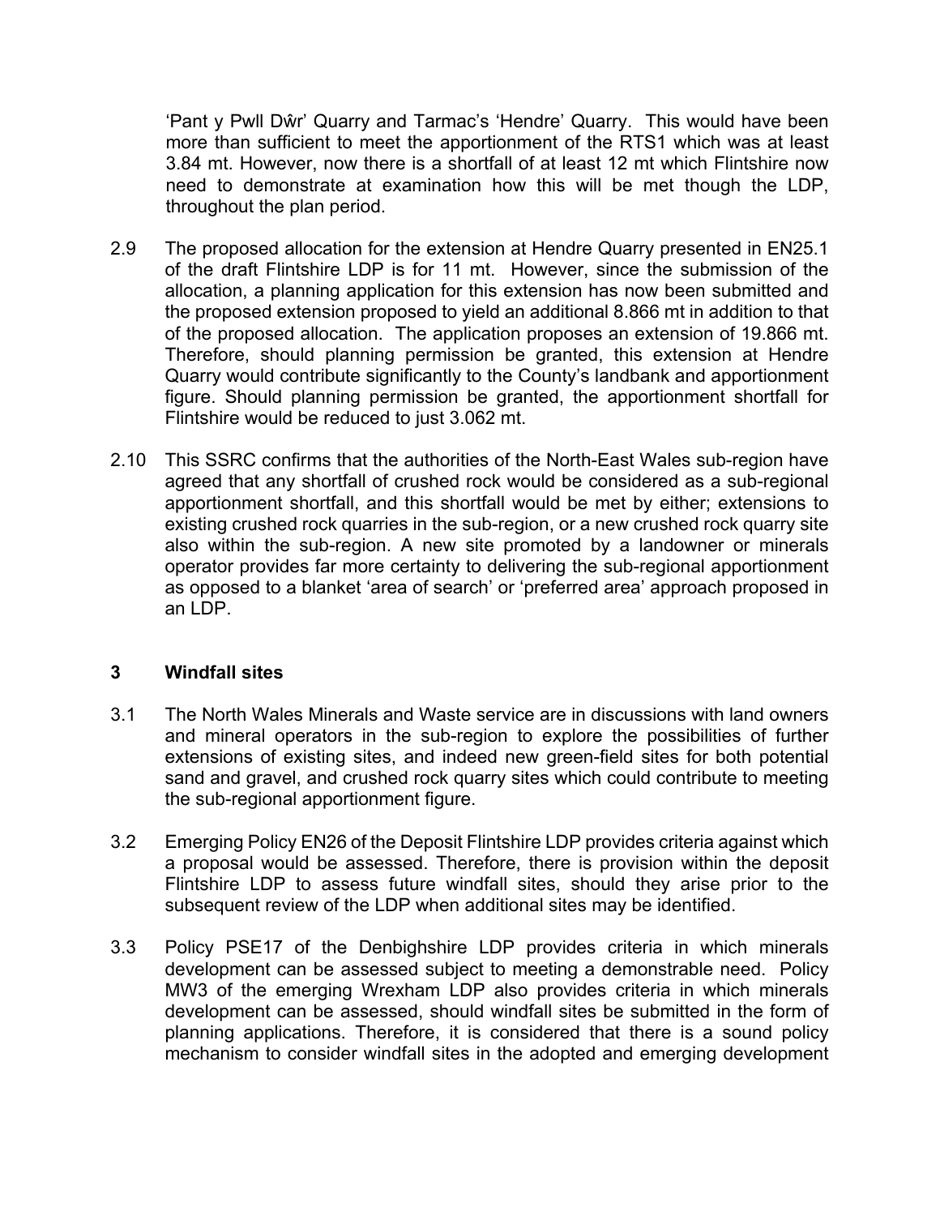'Pant y Pwll Dŵr' Quarry and Tarmac's 'Hendre' Quarry. This would have been more than sufficient to meet the apportionment of the RTS1 which was at least 3.84 mt. However, now there is a shortfall of at least 12 mt which Flintshire now need to demonstrate at examination how this will be met though the LDP, throughout the plan period.

2.9 The proposed allocation for the extension at Hendre Quarry presented in EN25.1 of the draft Flintshire LDP is for 11 mt. However, since the submission of the allocation, a planning application for this extension has now been submitted and the proposed extension proposed to yield an additional 8.866 mt in addition to that of the proposed allocation. The application proposes an extension of 19.866 mt. Therefore, should planning permission be granted, this extension at Hendre Quarry would contribute significantly to the County's landbank and apportionment figure. Should planning permission be granted, the apportionment shortfall for Flintshire would be reduced to just 3.062 mt.

2.10 This SSRC confirms that the authorities of the North-East Wales sub-region have agreed that any shortfall of crushed rock would be considered as a sub-regional apportionment shortfall, and this shortfall would be met by either; extensions to existing crushed rock quarries in the sub-region, or a new crushed rock quarry site also within the sub-region. A new site promoted by a landowner or minerals operator provides far more certainty to delivering the sub-regional apportionment as opposed to a blanket 'area of search' or 'preferred area' approach proposed in an LDP.

## 3 Windfall sites

3.1 The North Wales Minerals and Waste service are in discussions with land owners and mineral operators in the sub-region to explore the possibilities of further extensions of existing sites, and indeed new green-field sites for both potential sand and gravel, and crushed rock quarry sites which could contribute to meeting the sub-regional apportionment figure.

3.2 Emerging Policy EN26 of the Deposit Flintshire LDP provides criteria against which a proposal would be assessed. Therefore, there is provision within the deposit Flintshire LDP to assess future windfall sites, should they arise prior to the subsequent review of the LDP when additional sites may be identified.

3.3 Policy PSE17 of the Denbighshire LDP provides criteria in which minerals development can be assessed subject to meeting a demonstrable need. Policy MW3 of the emerging Wrexham LDP also provides criteria in which minerals development can be assessed, should windfall sites be submitted in the form of planning applications. Therefore, it is considered that there is a sound policy mechanism to consider windfall sites in the adopted and emerging development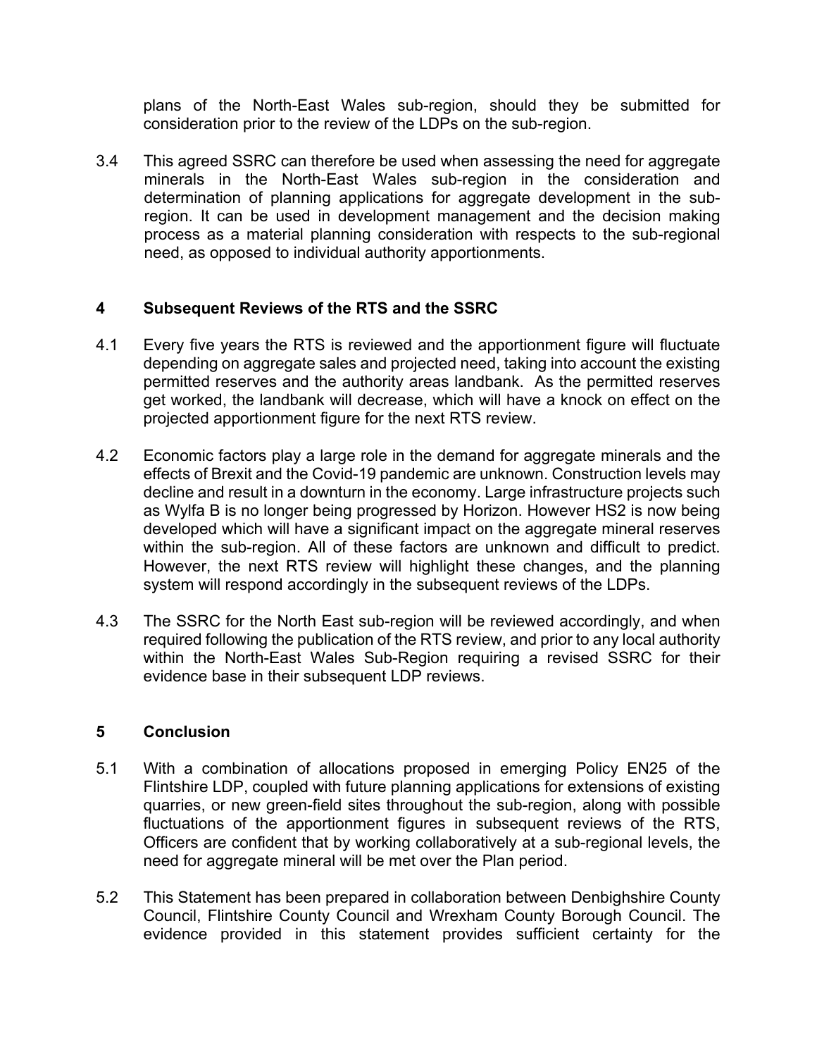plans of the North-East Wales sub-region, should they be submitted for consideration prior to the review of the LDPs on the sub-region.

3.4 This agreed SSRC can therefore be used when assessing the need for aggregate minerals in the North-East Wales sub-region in the consideration and determination of planning applications for aggregate development in the sub-region. It can be used in development management and the decision making process as a material planning consideration with respects to the sub-regional need, as opposed to individual authority apportionments.

## 4 Subsequent Reviews of the RTS and the SSRC

4.1 Every five years the RTS is reviewed and the apportionment figure will fluctuate depending on aggregate sales and projected need, taking into account the existing permitted reserves and the authority areas landbank. As the permitted reserves get worked, the landbank will decrease, which will have a knock on effect on the projected apportionment figure for the next RTS review.

4.2 Economic factors play a large role in the demand for aggregate minerals and the effects of Brexit and the Covid-19 pandemic are unknown. Construction levels may decline and result in a downturn in the economy. Large infrastructure projects such as Wylfa B is no longer being progressed by Horizon. However HS2 is now being developed which will have a significant impact on the aggregate mineral reserves within the sub-region. All of these factors are unknown and difficult to predict. However, the next RTS review will highlight these changes, and the planning system will respond accordingly in the subsequent reviews of the LDPs.

4.3 The SSRC for the North East sub-region will be reviewed accordingly, and when required following the publication of the RTS review, and prior to any local authority within the North-East Wales Sub-Region requiring a revised SSRC for their evidence base in their subsequent LDP reviews.

## 5 Conclusion

5.1 With a combination of allocations proposed in emerging Policy EN25 of the Flintshire LDP, coupled with future planning applications for extensions of existing quarries, or new green-field sites throughout the sub-region, along with possible fluctuations of the apportionment figures in subsequent reviews of the RTS, Officers are confident that by working collaboratively at a sub-regional levels, the need for aggregate mineral will be met over the Plan period.

5.2 This Statement has been prepared in collaboration between Denbighshire County Council, Flintshire County Council and Wrexham County Borough Council. The evidence provided in this statement provides sufficient certainty for the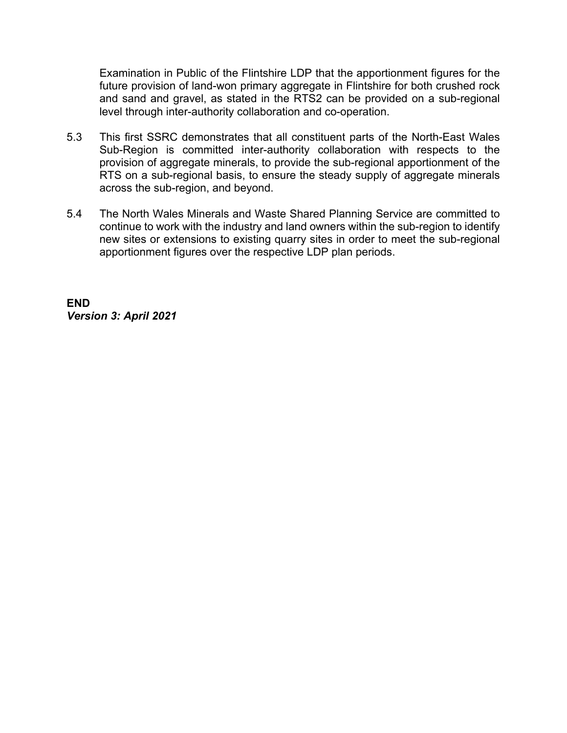Examination in Public of the Flintshire LDP that the apportionment figures for the future provision of land-won primary aggregate in Flintshire for both crushed rock and sand and gravel, as stated in the RTS2 can be provided on a sub-regional level through inter-authority collaboration and co-operation.

5.3 This first SSRC demonstrates that all constituent parts of the North-East Wales Sub-Region is committed inter-authority collaboration with respects to the provision of aggregate minerals, to provide the sub-regional apportionment of the RTS on a sub-regional basis, to ensure the steady supply of aggregate minerals across the sub-region, and beyond.

5.4 The North Wales Minerals and Waste Shared Planning Service are committed to continue to work with the industry and land owners within the sub-region to identify new sites or extensions to existing quarry sites in order to meet the sub-regional apportionment figures over the respective LDP plan periods.

**END**
***Version 3: April 2021***